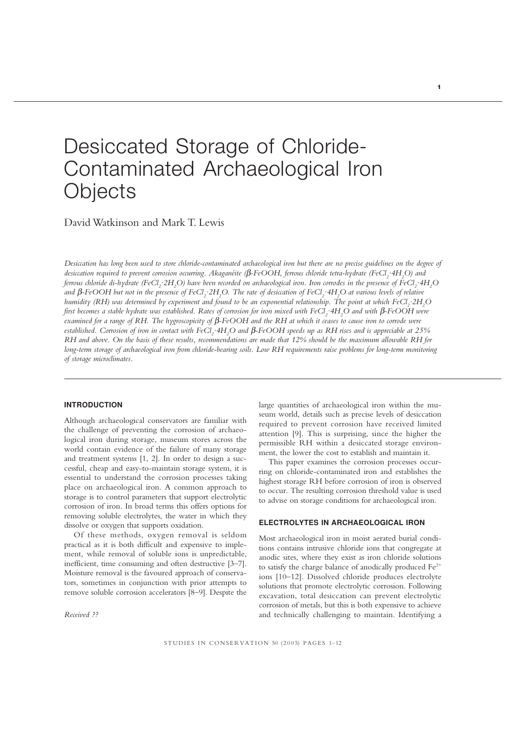# Desiccated Storage of Chloride-Contaminated Archaeological Iron Objects

David Watkinson and Mark T. Lewis

*Desiccation has long been used to store chloride-contaminated archaeological iron but there are no precise guidelines on the degree of desiccation required to prevent corrosion occurring. Akaganéite (β-FeOOH, ferrous chloride tetra-hydrate ($FeCl_2 \cdot 4H_2O$) and ferrous chloride di-hydrate ($FeCl_2 \cdot 2H_2O$) have been recorded on archaeological iron. Iron corrodes in the presence of $FeCl_2 \cdot 4H_2O$ and β-FeOOH but not in the presence of $FeCl_2 \cdot 2H_2O$. The rate of desiccation of $FeCl_2 \cdot 4H_2O$ at various levels of relative humidity (RH) was determined by experiment and found to be an exponential relationship. The point at which $FeCl_2 \cdot 2H_2O$ first becomes a stable hydrate was established. Rates of corrosion for iron mixed with $FeCl_2 \cdot 4H_2O$ and with β-FeOOH were examined for a range of RH. The hygroscopicity of β-FeOOH and the RH at which it ceases to cause iron to corrode were established. Corrosion of iron in contact with $FeCl_2 \cdot 4H_2O$ and β-FeOOH speeds up as RH rises and is appreciable at 25% RH and above. On the basis of these results, recommendations are made that 12% should be the maximum allowable RH for long-term storage of archaeological iron from chloride-bearing soils. Low RH requirements raise problems for long-term monitoring of storage microclimates.*

## INTRODUCTION

Although archaeological conservators are familiar with the challenge of preventing the corrosion of archaeological iron during storage, museum stores across the world contain evidence of the failure of many storage and treatment systems [1, 2]. In order to design a successful, cheap and easy-to-maintain storage system, it is essential to understand the corrosion processes taking place on archaeological iron. A common approach to storage is to control parameters that support electrolytic corrosion of iron. In broad terms this offers options for removing soluble electrolytes, the water in which they dissolve or oxygen that supports oxidation.

Of these methods, oxygen removal is seldom practical as it is both difficult and expensive to implement, while removal of soluble ions is unpredictable, inefficient, time consuming and often destructive [3–7]. Moisture removal is the favoured approach of conservators, sometimes in conjunction with prior attempts to remove soluble corrosion accelerators [8–9]. Despite the large quantities of archaeological iron within the museum world, details such as precise levels of desiccation required to prevent corrosion have received limited attention [9]. This is surprising, since the higher the permissible RH within a desiccated storage environment, the lower the cost to establish and maintain it.

This paper examines the corrosion processes occurring on chloride-contaminated iron and establishes the highest storage RH before corrosion of iron is observed to occur. The resulting corrosion threshold value is used to advise on storage conditions for archaeological iron.

*Received ??*

## ELECTROLYTES IN ARCHAEOLOGICAL IRON

Most archaeological iron in moist aerated burial conditions contains intrusive chloride ions that congregate at anodic sites, where they exist as iron chloride solutions to satisfy the charge balance of anodically produced $Fe^{2+}$ ions [10–12]. Dissolved chloride produces electrolyte solutions that promote electrolytic corrosion. Following excavation, total desiccation can prevent electrolytic corrosion of metals, but this is both expensive to achieve and technically challenging to maintain. Identifying a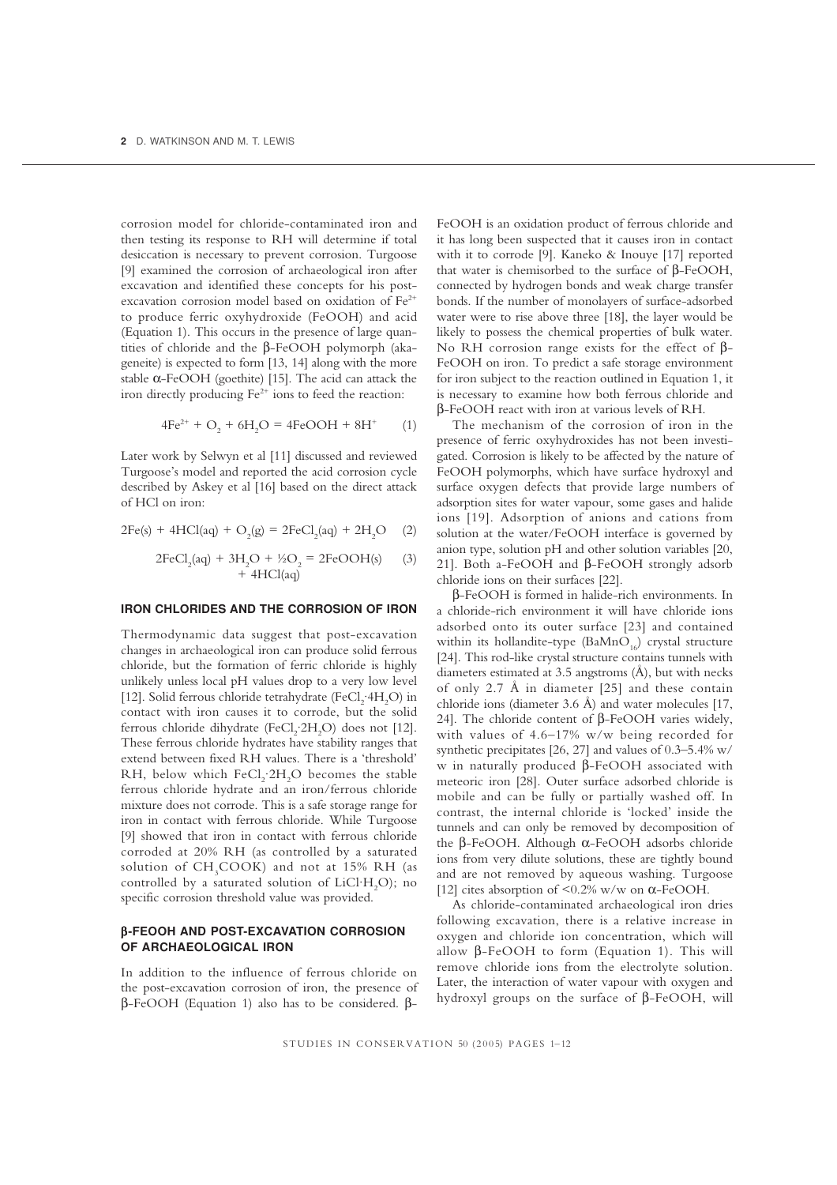corrosion model for chloride-contaminated iron and then testing its response to RH will determine if total desiccation is necessary to prevent corrosion. Turgoose [9] examined the corrosion of archaeological iron after excavation and identified these concepts for his post-excavation corrosion model based on oxidation of $Fe^{2+}$ to produce ferric oxyhydroxide (FeOOH) and acid (Equation 1). This occurs in the presence of large quantities of chloride and the β-FeOOH polymorph (akageneite) is expected to form [13, 14] along with the more stable α-FeOOH (goethite) [15]. The acid can attack the iron directly producing $Fe^{2+}$ ions to feed the reaction:

$$4Fe^{2+} + O_2 + 6H_2O = 4FeOOH + 8H^+ \quad (1)$$

Later work by Selwyn et al [11] discussed and reviewed Turgoose's model and reported the acid corrosion cycle described by Askey et al [16] based on the direct attack of HCl on iron:

$$2Fe(s) + 4HCl(aq) + O_2(g) = 2FeCl_2(aq) + 2H_2O \quad (2)$$

$$2FeCl_2(aq) + 3H_2O + \tfrac{1}{2}O_2 = 2FeOOH(s) + 4HCl(aq) \quad (3)$$

## IRON CHLORIDES AND THE CORROSION OF IRON

Thermodynamic data suggest that post-excavation changes in archaeological iron can produce solid ferrous chloride, but the formation of ferric chloride is highly unlikely unless local pH values drop to a very low level [12]. Solid ferrous chloride tetrahydrate ($FeCl_2{\cdot}4H_2O$) in contact with iron causes it to corrode, but the solid ferrous chloride dihydrate ($FeCl_2{\cdot}2H_2O$) does not [12]. These ferrous chloride hydrates have stability ranges that extend between fixed RH values. There is a 'threshold' RH, below which $FeCl_2{\cdot}2H_2O$ becomes the stable ferrous chloride hydrate and an iron/ferrous chloride mixture does not corrode. This is a safe storage range for iron in contact with ferrous chloride. While Turgoose [9] showed that iron in contact with ferrous chloride corroded at 20% RH (as controlled by a saturated solution of $CH_3COOK$) and not at 15% RH (as controlled by a saturated solution of $LiCl{\cdot}H_2O$); no specific corrosion threshold value was provided.

## β-FEOOH AND POST-EXCAVATION CORROSION OF ARCHAEOLOGICAL IRON

In addition to the influence of ferrous chloride on the post-excavation corrosion of iron, the presence of β-FeOOH (Equation 1) also has to be considered. β-FeOOH is an oxidation product of ferrous chloride and it has long been suspected that it causes iron in contact with it to corrode [9]. Kaneko & Inouye [17] reported that water is chemisorbed to the surface of β-FeOOH, connected by hydrogen bonds and weak charge transfer bonds. If the number of monolayers of surface-adsorbed water were to rise above three [18], the layer would be likely to possess the chemical properties of bulk water. No RH corrosion range exists for the effect of β-FeOOH on iron. To predict a safe storage environment for iron subject to the reaction outlined in Equation 1, it is necessary to examine how both ferrous chloride and β-FeOOH react with iron at various levels of RH.

The mechanism of the corrosion of iron in the presence of ferric oxyhydroxides has not been investigated. Corrosion is likely to be affected by the nature of FeOOH polymorphs, which have surface hydroxyl and surface oxygen defects that provide large numbers of adsorption sites for water vapour, some gases and halide ions [19]. Adsorption of anions and cations from solution at the water/FeOOH interface is governed by anion type, solution pH and other solution variables [20, 21]. Both a-FeOOH and β-FeOOH strongly adsorb chloride ions on their surfaces [22].

β-FeOOH is formed in halide-rich environments. In a chloride-rich environment it will have chloride ions adsorbed onto its outer surface [23] and contained within its hollandite-type ($BaMnO_{16}$) crystal structure [24]. This rod-like crystal structure contains tunnels with diameters estimated at 3.5 angstroms (Å), but with necks of only 2.7 Å in diameter [25] and these contain chloride ions (diameter 3.6 Å) and water molecules [17, 24]. The chloride content of β-FeOOH varies widely, with values of 4.6–17% w/w being recorded for synthetic precipitates [26, 27] and values of 0.3–5.4% w/w in naturally produced β-FeOOH associated with meteoric iron [28]. Outer surface adsorbed chloride is mobile and can be fully or partially washed off. In contrast, the internal chloride is 'locked' inside the tunnels and can only be removed by decomposition of the β-FeOOH. Although α-FeOOH adsorbs chloride ions from very dilute solutions, these are tightly bound and are not removed by aqueous washing. Turgoose [12] cites absorption of <0.2% w/w on α-FeOOH.

As chloride-contaminated archaeological iron dries following excavation, there is a relative increase in oxygen and chloride ion concentration, which will allow β-FeOOH to form (Equation 1). This will remove chloride ions from the electrolyte solution. Later, the interaction of water vapour with oxygen and hydroxyl groups on the surface of β-FeOOH, will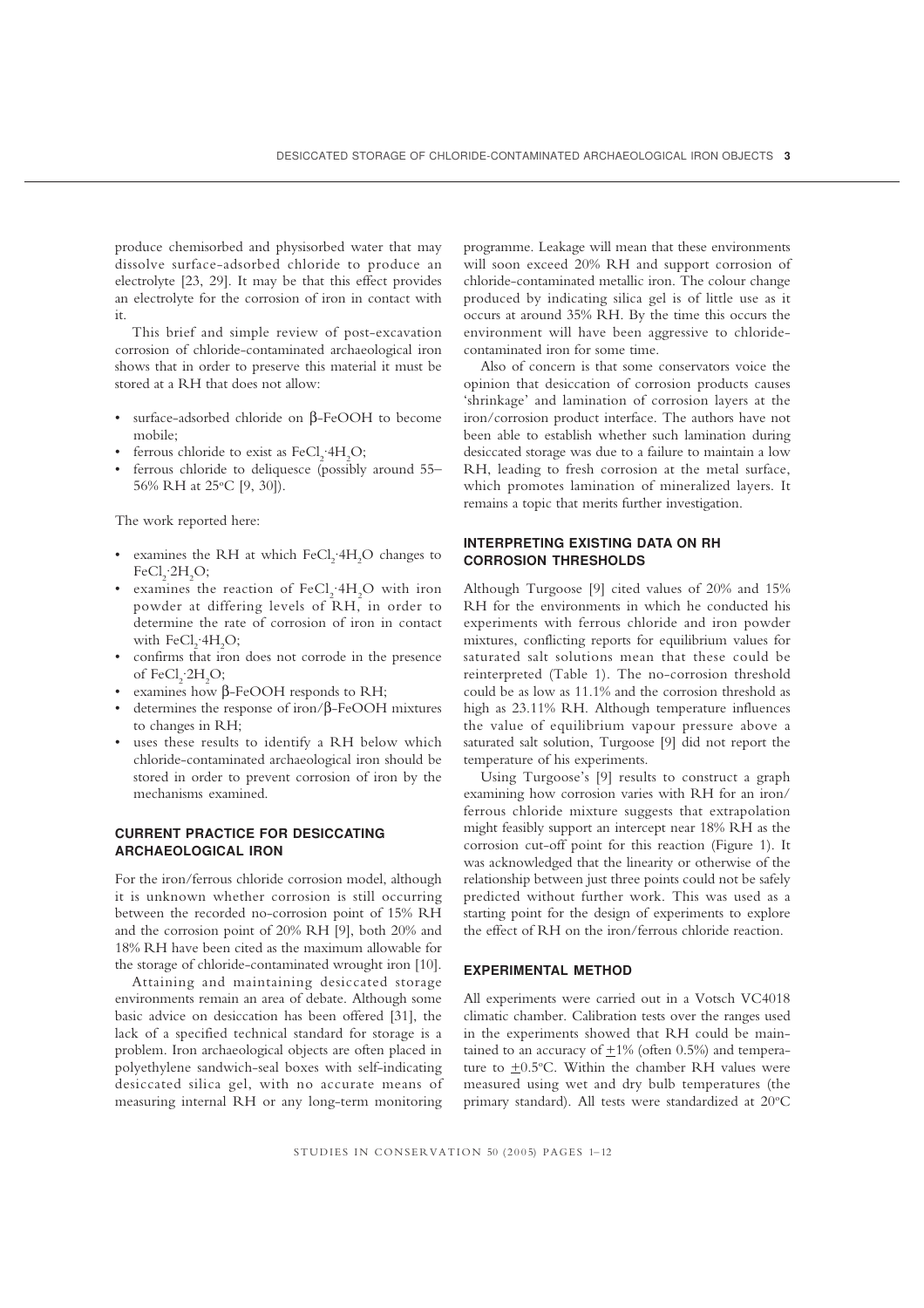produce chemisorbed and physisorbed water that may dissolve surface-adsorbed chloride to produce an electrolyte [23, 29]. It may be that this effect provides an electrolyte for the corrosion of iron in contact with it.

This brief and simple review of post-excavation corrosion of chloride-contaminated archaeological iron shows that in order to preserve this material it must be stored at a RH that does not allow:

- surface-adsorbed chloride on β-FeOOH to become mobile;
- ferrous chloride to exist as $FeCl_2{\cdot}4H_2O$;
- ferrous chloride to deliquesce (possibly around 55–56% RH at 25°C [9, 30]).

The work reported here:

- examines the RH at which $FeCl_2{\cdot}4H_2O$ changes to $FeCl_2{\cdot}2H_2O$;
- examines the reaction of $FeCl_2{\cdot}4H_2O$ with iron powder at differing levels of RH, in order to determine the rate of corrosion of iron in contact with $FeCl_2{\cdot}4H_2O$;
- confirms that iron does not corrode in the presence of $FeCl_2{\cdot}2H_2O$;
- examines how β-FeOOH responds to RH;
- determines the response of iron/β-FeOOH mixtures to changes in RH;
- uses these results to identify a RH below which chloride-contaminated archaeological iron should be stored in order to prevent corrosion of iron by the mechanisms examined.

## CURRENT PRACTICE FOR DESICCATING ARCHAEOLOGICAL IRON

For the iron/ferrous chloride corrosion model, although it is unknown whether corrosion is still occurring between the recorded no-corrosion point of 15% RH and the corrosion point of 20% RH [9], both 20% and 18% RH have been cited as the maximum allowable for the storage of chloride-contaminated wrought iron [10].

Attaining and maintaining desiccated storage environments remain an area of debate. Although some basic advice on desiccation has been offered [31], the lack of a specified technical standard for storage is a problem. Iron archaeological objects are often placed in polyethylene sandwich-seal boxes with self-indicating desiccated silica gel, with no accurate means of measuring internal RH or any long-term monitoring programme. Leakage will mean that these environments will soon exceed 20% RH and support corrosion of chloride-contaminated metallic iron. The colour change produced by indicating silica gel is of little use as it occurs at around 35% RH. By the time this occurs the environment will have been aggressive to chloride-contaminated iron for some time.

Also of concern is that some conservators voice the opinion that desiccation of corrosion products causes 'shrinkage' and lamination of corrosion layers at the iron/corrosion product interface. The authors have not been able to establish whether such lamination during desiccated storage was due to a failure to maintain a low RH, leading to fresh corrosion at the metal surface, which promotes lamination of mineralized layers. It remains a topic that merits further investigation.

## INTERPRETING EXISTING DATA ON RH CORROSION THRESHOLDS

Although Turgoose [9] cited values of 20% and 15% RH for the environments in which he conducted his experiments with ferrous chloride and iron powder mixtures, conflicting reports for equilibrium values for saturated salt solutions mean that these could be reinterpreted (Table 1). The no-corrosion threshold could be as low as 11.1% and the corrosion threshold as high as 23.11% RH. Although temperature influences the value of equilibrium vapour pressure above a saturated salt solution, Turgoose [9] did not report the temperature of his experiments.

Using Turgoose's [9] results to construct a graph examining how corrosion varies with RH for an iron/ferrous chloride mixture suggests that extrapolation might feasibly support an intercept near 18% RH as the corrosion cut-off point for this reaction (Figure 1). It was acknowledged that the linearity or otherwise of the relationship between just three points could not be safely predicted without further work. This was used as a starting point for the design of experiments to explore the effect of RH on the iron/ferrous chloride reaction.

## EXPERIMENTAL METHOD

All experiments were carried out in a Votsch VC4018 climatic chamber. Calibration tests over the ranges used in the experiments showed that RH could be maintained to an accuracy of ±1% (often 0.5%) and temperature to ±0.5°C. Within the chamber RH values were measured using wet and dry bulb temperatures (the primary standard). All tests were standardized at 20°C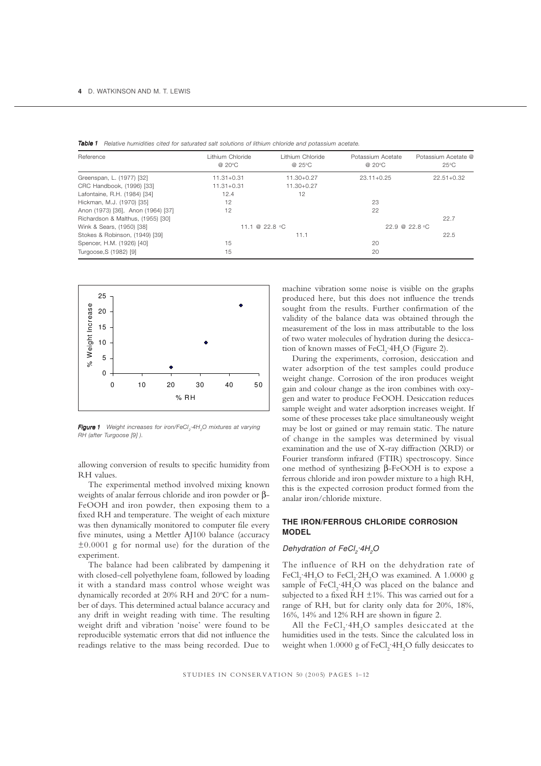*Table 1 Relative humidities cited for saturated salt solutions of lithium chloride and potassium acetate.*

| Reference | Lithium Chloride @ 20°C | Lithium Chloride @ 25°C | Potassium Acetate @ 20°C | Potassium Acetate @ 25°C |
|---|---|---|---|---|
| Greenspan, L. (1977) [32] | 11.31+0.31 | 11.30+0.27 | 23.11+0.25 | 22.51+0.32 |
| CRC Handbook, (1996) [33] | 11.31+0.31 | 11.30+0.27 | | |
| Lafontaine, R.H. (1984) [34] | 12.4 | 12 | | |
| Hickman, M.J. (1970) [35] | 12 | | 23 | |
| Anon (1973) [36], Anon (1964) [37] | 12 | | 22 | |
| Richardson & Malthus, (1955) [30] | | | | 22.7 |
| Wink & Sears, (1950) [38] | 11.1 @ 22.8 °C | | 22.9 @ 22.8 °C | |
| Stokes & Robinson, (1949) [39] | | 11.1 | | 22.5 |
| Spencer, H.M. (1926) [40] | 15 | | 20 | |
| Turgoose,S (1982) [9] | 15 | | 20 | |

*Figure 1 Weight increases for iron/$FeCl_2 \cdot 4H_2O$ mixtures at varying RH (after Turgoose [9]).*

allowing conversion of results to specific humidity from RH values.

The experimental method involved mixing known weights of analar ferrous chloride and iron powder or β-FeOOH and iron powder, then exposing them to a fixed RH and temperature. The weight of each mixture was then dynamically monitored to computer file every five minutes, using a Mettler AJ100 balance (accuracy ±0.0001 g for normal use) for the duration of the experiment.

The balance had been calibrated by dampening it with closed-cell polyethylene foam, followed by loading it with a standard mass control whose weight was dynamically recorded at 20% RH and 20°C for a number of days. This determined actual balance accuracy and any drift in weight reading with time. The resulting weight drift and vibration 'noise' were found to be reproducible systematic errors that did not influence the readings relative to the mass being recorded. Due to machine vibration some noise is visible on the graphs produced here, but this does not influence the trends sought from the results. Further confirmation of the validity of the balance data was obtained through the measurement of the loss in mass attributable to the loss of two water molecules of hydration during the desiccation of known masses of $FeCl_2 \cdot 4H_2O$ (Figure 2).

During the experiments, corrosion, desiccation and water adsorption of the test samples could produce weight change. Corrosion of the iron produces weight gain and colour change as the iron combines with oxygen and water to produce FeOOH. Desiccation reduces sample weight and water adsorption increases weight. If some of these processes take place simultaneously weight may be lost or gained or may remain static. The nature of change in the samples was determined by visual examination and the use of X-ray diffraction (XRD) or Fourier transform infrared (FTIR) spectroscopy. Since one method of synthesizing β-FeOOH is to expose a ferrous chloride and iron powder mixture to a high RH, this is the expected corrosion product formed from the analar iron/chloride mixture.

## THE IRON/FERROUS CHLORIDE CORROSION MODEL

### Dehydration of $FeCl_2 \cdot 4H_2O$

The influence of RH on the dehydration rate of $FeCl_2 \cdot 4H_2O$ to $FeCl_2 \cdot 2H_2O$ was examined. A 1.0000 g sample of $FeCl_2 \cdot 4H_2O$ was placed on the balance and subjected to a fixed RH ±1%. This was carried out for a range of RH, but for clarity only data for 20%, 18%, 16%, 14% and 12% RH are shown in figure 2.

All the $FeCl_2 \cdot 4H_2O$ samples desiccated at the humidities used in the tests. Since the calculated loss in weight when 1.0000 g of $FeCl_2 \cdot 4H_2O$ fully desiccates to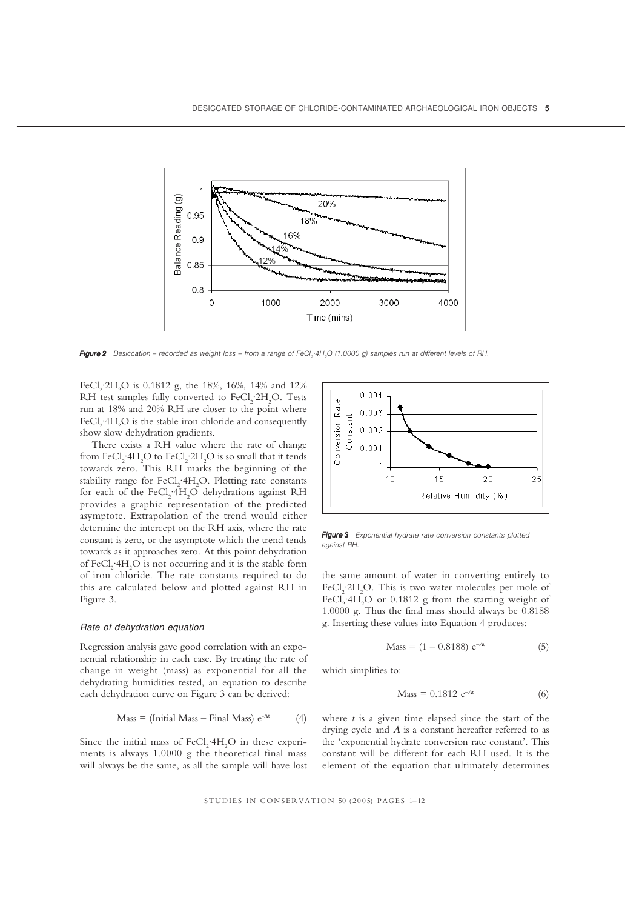Figure 2 Desiccation – recorded as weight loss – from a range of $FeCl_2{\cdot}4H_2O$ (1.0000 g) samples run at different levels of RH.

$FeCl_2{\cdot}2H_2O$ is 0.1812 g, the 18%, 16%, 14% and 12% RH test samples fully converted to $FeCl_2{\cdot}2H_2O$. Tests run at 18% and 20% RH are closer to the point where $FeCl_2{\cdot}4H_2O$ is the stable iron chloride and consequently show slow dehydration gradients.

There exists a RH value where the rate of change from $FeCl_2{\cdot}4H_2O$ to $FeCl_2{\cdot}2H_2O$ is so small that it tends towards zero. This RH marks the beginning of the stability range for $FeCl_2{\cdot}4H_2O$. Plotting rate constants for each of the $FeCl_2{\cdot}4H_2O$ dehydrations against RH provides a graphic representation of the predicted asymptote. Extrapolation of the trend would either determine the intercept on the RH axis, where the rate constant is zero, or the asymptote which the trend tends towards as it approaches zero. At this point dehydration of $FeCl_2{\cdot}4H_2O$ is not occurring and it is the stable form of iron chloride. The rate constants required to do this are calculated below and plotted against RH in Figure 3.

Figure 3 Exponential hydrate rate conversion constants plotted against RH.

### *Rate of dehydration equation*

Regression analysis gave good correlation with an exponential relationship in each case. By treating the rate of change in weight (mass) as exponential for all the dehydrating humidities tested, an equation to describe each dehydration curve on Figure 3 can be derived:

$$\text{Mass} = (\text{Initial Mass} - \text{Final Mass})\ e^{-\Lambda t} \qquad (4)$$

Since the initial mass of $FeCl_2{\cdot}4H_2O$ in these experiments is always 1.0000 g the theoretical final mass will always be the same, as all the sample will have lost the same amount of water in converting entirely to $FeCl_2{\cdot}2H_2O$. This is two water molecules per mole of $FeCl_2{\cdot}4H_2O$ or 0.1812 g from the starting weight of 1.0000 g. Thus the final mass should always be 0.8188 g. Inserting these values into Equation 4 produces:

$$\text{Mass} = (1 - 0.8188)\ e^{-\Lambda t} \qquad (5)$$

which simplifies to:

$$\text{Mass} = 0.1812\ e^{-\Lambda t} \qquad (6)$$

where $t$ is a given time elapsed since the start of the drying cycle and $\Lambda$ is a constant hereafter referred to as the 'exponential hydrate conversion rate constant'. This constant will be different for each RH used. It is the element of the equation that ultimately determines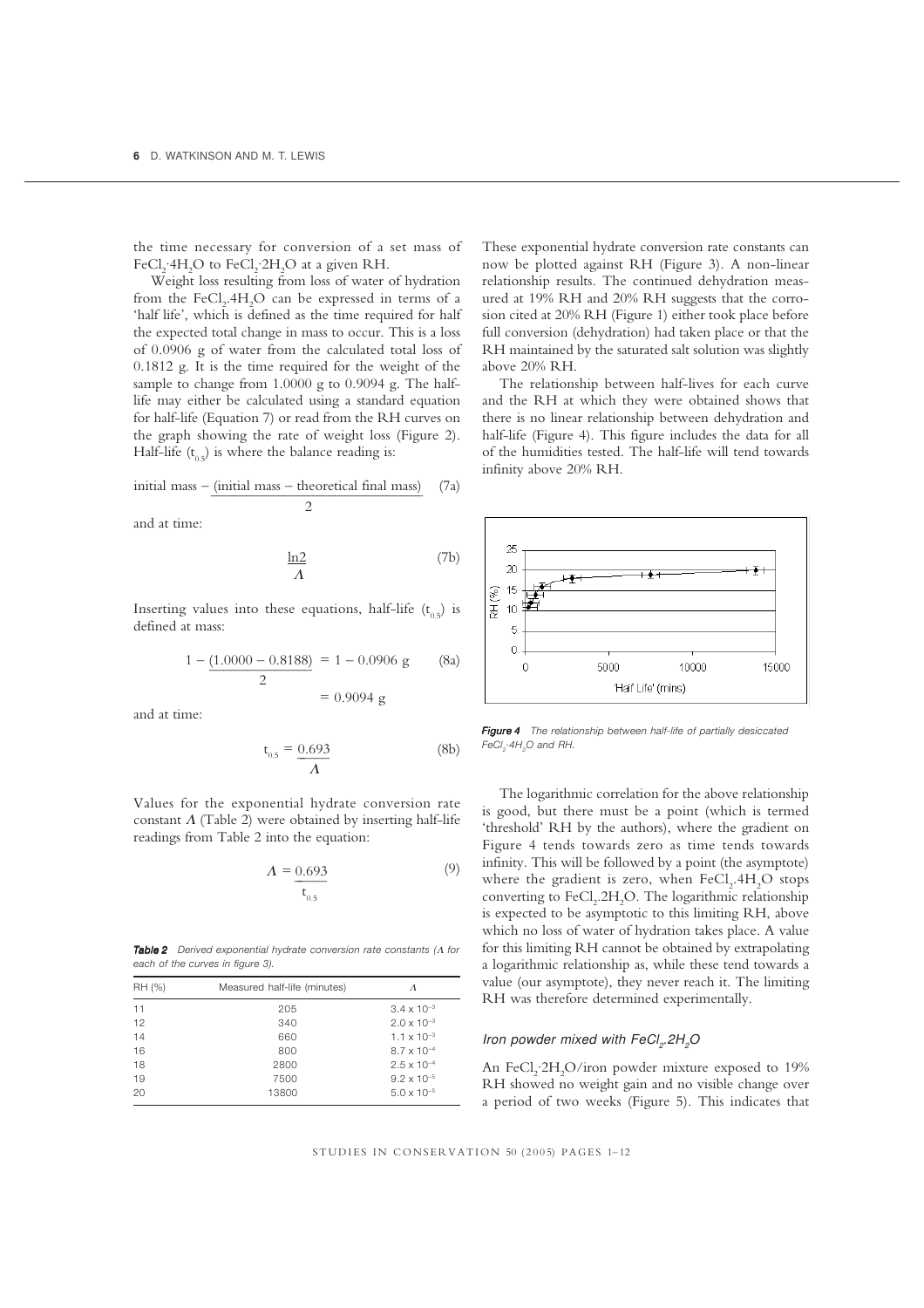the time necessary for conversion of a set mass of $FeCl_2{\cdot}4H_2O$ to $FeCl_2{\cdot}2H_2O$ at a given RH.

Weight loss resulting from loss of water of hydration from the $FeCl_2.4H_2O$ can be expressed in terms of a 'half life', which is defined as the time required for half the expected total change in mass to occur. This is a loss of 0.0906 g of water from the calculated total loss of 0.1812 g. It is the time required for the weight of the sample to change from 1.0000 g to 0.9094 g. The half-life may either be calculated using a standard equation for half-life (Equation 7) or read from the RH curves on the graph showing the rate of weight loss (Figure 2). Half-life ($t_{0.5}$) is where the balance reading is:

$$\text{initial mass} - \frac{(\text{initial mass} - \text{theoretical final mass})}{2} \quad (7a)$$

and at time:

$$\frac{\ln 2}{\Lambda} \quad (7b)$$

Inserting values into these equations, half-life ($t_{0.5}$) is defined at mass:

$$1 - \frac{(1.0000 - 0.8188)}{2} = 1 - 0.0906 \text{ g} \quad (8a)$$

$$= 0.9094 \text{ g}$$

and at time:

$$t_{0.5} = \frac{0.693}{\Lambda} \quad (8b)$$

Values for the exponential hydrate conversion rate constant $\Lambda$ (Table 2) were obtained by inserting half-life readings from Table 2 into the equation:

$$\Lambda = \frac{0.693}{t_{0.5}} \quad (9)$$

*Table 2* Derived exponential hydrate conversion rate constants ($\Lambda$ for each of the curves in figure 3).

| RH (%) | Measured half-life (minutes) | $\Lambda$ |
|---|---|---|
| 11 | 205 | $3.4 \times 10^{-3}$ |
| 12 | 340 | $2.0 \times 10^{-3}$ |
| 14 | 660 | $1.1 \times 10^{-3}$ |
| 16 | 800 | $8.7 \times 10^{-4}$ |
| 18 | 2800 | $2.5 \times 10^{-4}$ |
| 19 | 7500 | $9.2 \times 10^{-5}$ |
| 20 | 13800 | $5.0 \times 10^{-5}$ |

These exponential hydrate conversion rate constants can now be plotted against RH (Figure 3). A non-linear relationship results. The continued dehydration measured at 19% RH and 20% RH suggests that the corrosion cited at 20% RH (Figure 1) either took place before full conversion (dehydration) had taken place or that the RH maintained by the saturated salt solution was slightly above 20% RH.

The relationship between half-lives for each curve and the RH at which they were obtained shows that there is no linear relationship between dehydration and half-life (Figure 4). This figure includes the data for all of the humidities tested. The half-life will tend towards infinity above 20% RH.

*Figure 4* The relationship between half-life of partially desiccated $FeCl_2{\cdot}4H_2O$ and RH.

The logarithmic correlation for the above relationship is good, but there must be a point (which is termed 'threshold' RH by the authors), where the gradient on Figure 4 tends towards zero as time tends towards infinity. This will be followed by a point (the asymptote) where the gradient is zero, when $FeCl_2.4H_2O$ stops converting to $FeCl_2.2H_2O$. The logarithmic relationship is expected to be asymptotic to this limiting RH, above which no loss of water of hydration takes place. A value for this limiting RH cannot be obtained by extrapolating a logarithmic relationship as, while these tend towards a value (our asymptote), they never reach it. The limiting RH was therefore determined experimentally.

### *Iron powder mixed with $FeCl_2.2H_2O$*

An $FeCl_2{\cdot}2H_2O$/iron powder mixture exposed to 19% RH showed no weight gain and no visible change over a period of two weeks (Figure 5). This indicates that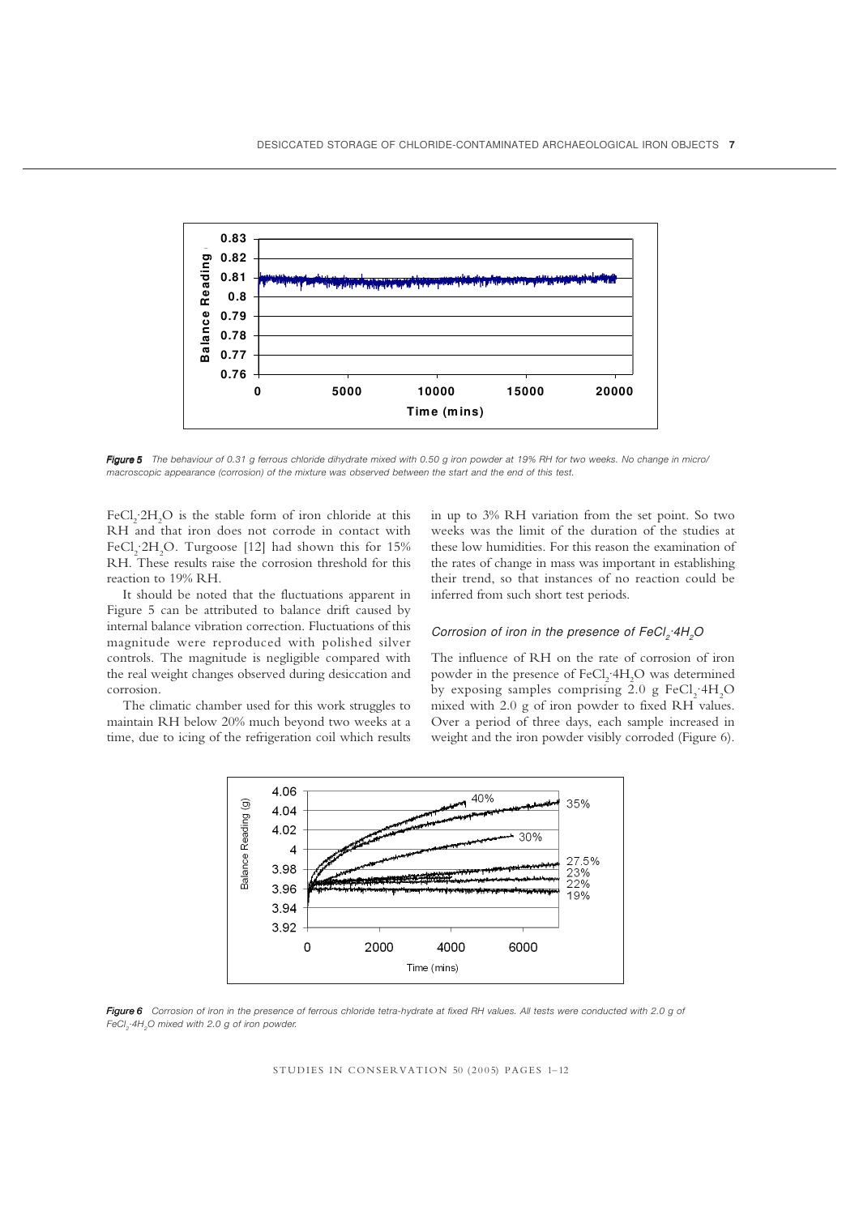*Figure 5* The behaviour of 0.31 g ferrous chloride dihydrate mixed with 0.50 g iron powder at 19% RH for two weeks. No change in micro/macroscopic appearance (corrosion) of the mixture was observed between the start and the end of this test.

$FeCl_2{\cdot}2H_2O$ is the stable form of iron chloride at this RH and that iron does not corrode in contact with $FeCl_2{\cdot}2H_2O$. Turgoose [12] had shown this for 15% RH. These results raise the corrosion threshold for this reaction to 19% RH.

It should be noted that the fluctuations apparent in Figure 5 can be attributed to balance drift caused by internal balance vibration correction. Fluctuations of this magnitude were reproduced with polished silver controls. The magnitude is negligible compared with the real weight changes observed during desiccation and corrosion.

The climatic chamber used for this work struggles to maintain RH below 20% much beyond two weeks at a time, due to icing of the refrigeration coil which results in up to 3% RH variation from the set point. So two weeks was the limit of the duration of the studies at these low humidities. For this reason the examination of the rates of change in mass was important in establishing their trend, so that instances of no reaction could be inferred from such short test periods.

### *Corrosion of iron in the presence of $FeCl_2{\cdot}4H_2O$*

The influence of RH on the rate of corrosion of iron powder in the presence of $FeCl_2{\cdot}4H_2O$ was determined by exposing samples comprising 2.0 g $FeCl_2{\cdot}4H_2O$ mixed with 2.0 g of iron powder to fixed RH values. Over a period of three days, each sample increased in weight and the iron powder visibly corroded (Figure 6).

*Figure 6* Corrosion of iron in the presence of ferrous chloride tetra-hydrate at fixed RH values. All tests were conducted with 2.0 g of $FeCl_2{\cdot}4H_2O$ mixed with 2.0 g of iron powder.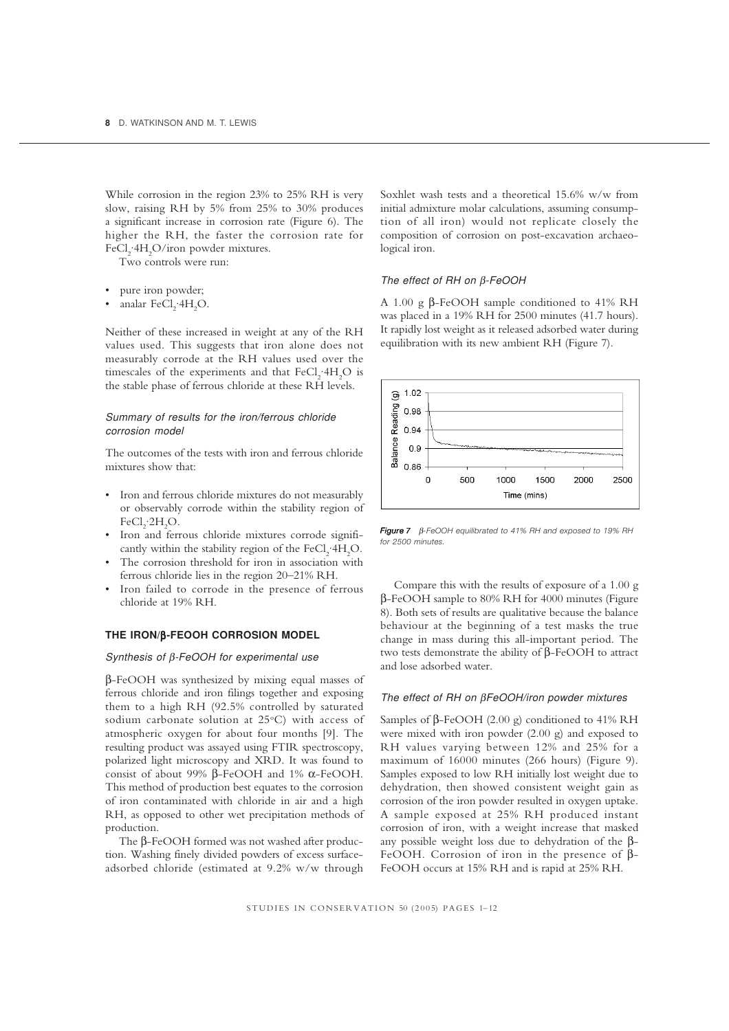While corrosion in the region 23% to 25% RH is very slow, raising RH by 5% from 25% to 30% produces a significant increase in corrosion rate (Figure 6). The higher the RH, the faster the corrosion rate for $FeCl_2{\cdot}4H_2O$/iron powder mixtures.

Two controls were run:

- pure iron powder;
- analar $FeCl_2{\cdot}4H_2O$.

Neither of these increased in weight at any of the RH values used. This suggests that iron alone does not measurably corrode at the RH values used over the timescales of the experiments and that $FeCl_2{\cdot}4H_2O$ is the stable phase of ferrous chloride at these RH levels.

### *Summary of results for the iron/ferrous chloride corrosion model*

The outcomes of the tests with iron and ferrous chloride mixtures show that:

- Iron and ferrous chloride mixtures do not measurably or observably corrode within the stability region of $FeCl_2{\cdot}2H_2O$.
- Iron and ferrous chloride mixtures corrode significantly within the stability region of the $FeCl_2{\cdot}4H_2O$.
- The corrosion threshold for iron in association with ferrous chloride lies in the region 20–21% RH.
- Iron failed to corrode in the presence of ferrous chloride at 19% RH.

## THE IRON/β-FEOOH CORROSION MODEL

### *Synthesis of β-FeOOH for experimental use*

β-FeOOH was synthesized by mixing equal masses of ferrous chloride and iron filings together and exposing them to a high RH (92.5% controlled by saturated sodium carbonate solution at 25°C) with access of atmospheric oxygen for about four months [9]. The resulting product was assayed using FTIR spectroscopy, polarized light microscopy and XRD. It was found to consist of about 99% β-FeOOH and 1% α-FeOOH. This method of production best equates to the corrosion of iron contaminated with chloride in air and a high RH, as opposed to other wet precipitation methods of production.

The β-FeOOH formed was not washed after production. Washing finely divided powders of excess surface-adsorbed chloride (estimated at 9.2% w/w through Soxhlet wash tests and a theoretical 15.6% w/w from initial admixture molar calculations, assuming consumption of all iron) would not replicate closely the composition of corrosion on post-excavation archaeological iron.

### *The effect of RH on β-FeOOH*

A 1.00 g β-FeOOH sample conditioned to 41% RH was placed in a 19% RH for 2500 minutes (41.7 hours). It rapidly lost weight as it released adsorbed water during equilibration with its new ambient RH (Figure 7).

***Figure 7*** *β-FeOOH equilibrated to 41% RH and exposed to 19% RH for 2500 minutes.*

Compare this with the results of exposure of a 1.00 g β-FeOOH sample to 80% RH for 4000 minutes (Figure 8). Both sets of results are qualitative because the balance behaviour at the beginning of a test masks the true change in mass during this all-important period. The two tests demonstrate the ability of β-FeOOH to attract and lose adsorbed water.

### *The effect of RH on βFeOOH/iron powder mixtures*

Samples of β-FeOOH (2.00 g) conditioned to 41% RH were mixed with iron powder (2.00 g) and exposed to RH values varying between 12% and 25% for a maximum of 16000 minutes (266 hours) (Figure 9). Samples exposed to low RH initially lost weight due to dehydration, then showed consistent weight gain as corrosion of the iron powder resulted in oxygen uptake. A sample exposed at 25% RH produced instant corrosion of iron, with a weight increase that masked any possible weight loss due to dehydration of the β-FeOOH. Corrosion of iron in the presence of β-FeOOH occurs at 15% RH and is rapid at 25% RH.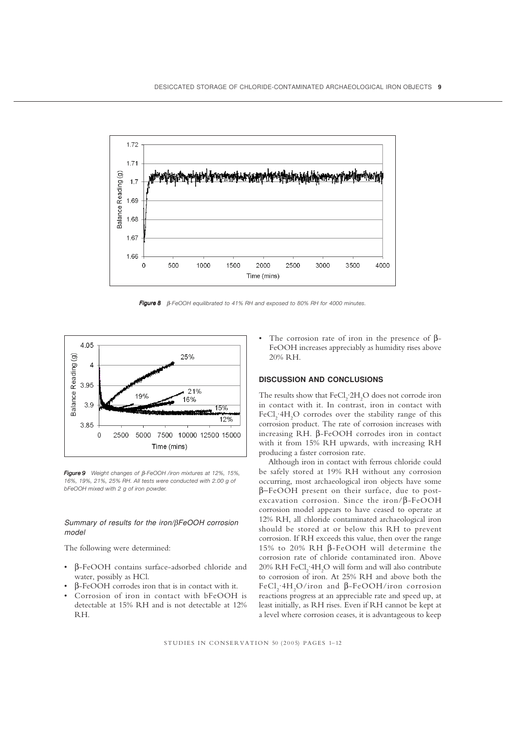*Figure 8* *β-FeOOH equilibrated to 41% RH and exposed to 80% RH for 4000 minutes.*

*Figure 9* *Weight changes of β-FeOOH /iron mixtures at 12%, 15%, 16%, 19%, 21%, 25% RH. All tests were conducted with 2.00 g of bFeOOH mixed with 2 g of iron powder.*

### *Summary of results for the iron/βFeOOH corrosion model*

The following were determined:

- β-FeOOH contains surface-adsorbed chloride and water, possibly as HCl.
- β-FeOOH corrodes iron that is in contact with it.
- Corrosion of iron in contact with bFeOOH is detectable at 15% RH and is not detectable at 12% RH.
- The corrosion rate of iron in the presence of β-FeOOH increases appreciably as humidity rises above 20% RH.

## DISCUSSION AND CONCLUSIONS

The results show that $FeCl_2{\cdot}2H_2O$ does not corrode iron in contact with it. In contrast, iron in contact with $FeCl_2{\cdot}4H_2O$ corrodes over the stability range of this corrosion product. The rate of corrosion increases with increasing RH. β-FeOOH corrodes iron in contact with it from 15% RH upwards, with increasing RH producing a faster corrosion rate.

Although iron in contact with ferrous chloride could be safely stored at 19% RH without any corrosion occurring, most archaeological iron objects have some β–FeOOH present on their surface, due to post-excavation corrosion. Since the iron/β-FeOOH corrosion model appears to have ceased to operate at 12% RH, all chloride contaminated archaeological iron should be stored at or below this RH to prevent corrosion. If RH exceeds this value, then over the range 15% to 20% RH β-FeOOH will determine the corrosion rate of chloride contaminated iron. Above 20% RH $FeCl_2{\cdot}4H_2O$ will form and will also contribute to corrosion of iron. At 25% RH and above both the $FeCl_2{\cdot}4H_2O$/iron and β-FeOOH/iron corrosion reactions progress at an appreciable rate and speed up, at least initially, as RH rises. Even if RH cannot be kept at a level where corrosion ceases, it is advantageous to keep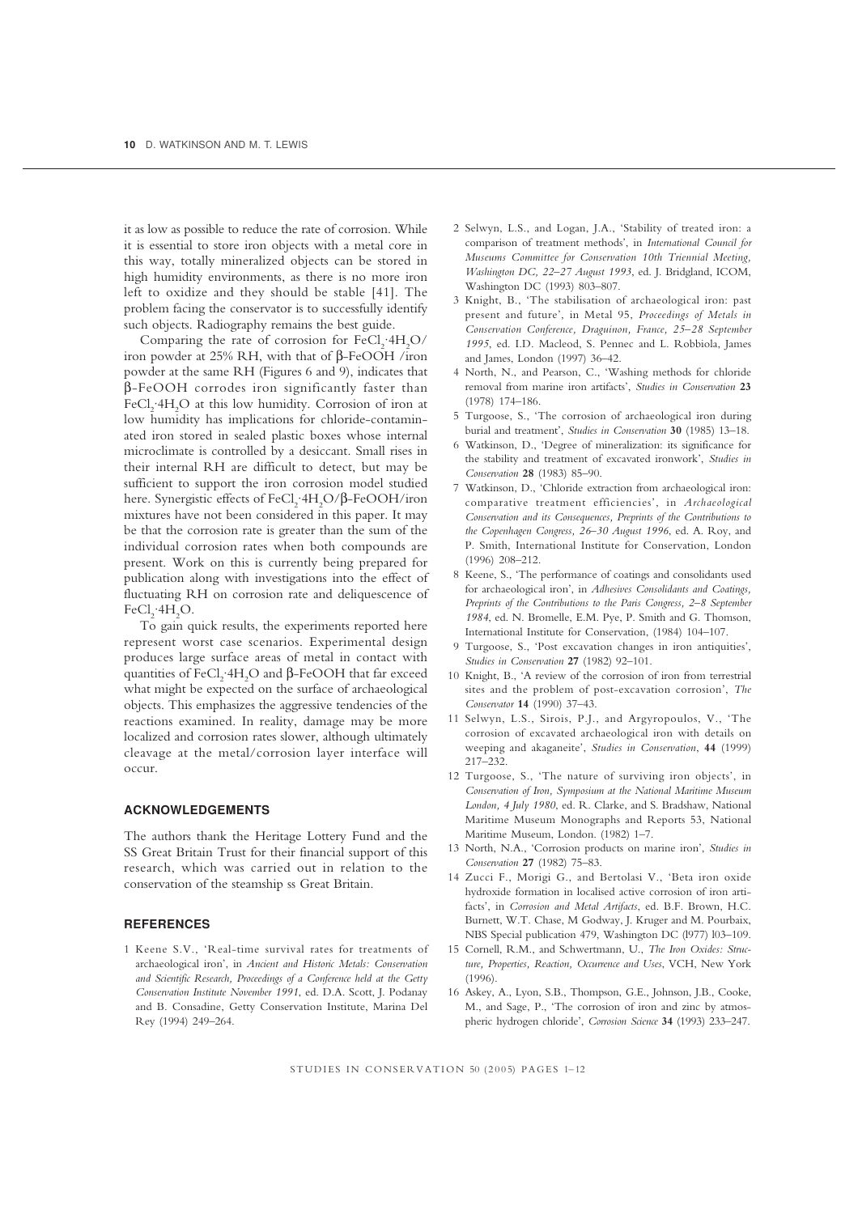it as low as possible to reduce the rate of corrosion. While it is essential to store iron objects with a metal core in this way, totally mineralized objects can be stored in high humidity environments, as there is no more iron left to oxidize and they should be stable [41]. The problem facing the conservator is to successfully identify such objects. Radiography remains the best guide.

Comparing the rate of corrosion for $FeCl_2{\cdot}4H_2O$/iron powder at 25% RH, with that of β-FeOOH /iron powder at the same RH (Figures 6 and 9), indicates that β-FeOOH corrodes iron significantly faster than $FeCl_2{\cdot}4H_2O$ at this low humidity. Corrosion of iron at low humidity has implications for chloride-contaminated iron stored in sealed plastic boxes whose internal microclimate is controlled by a desiccant. Small rises in their internal RH are difficult to detect, but may be sufficient to support the iron corrosion model studied here. Synergistic effects of $FeCl_2{\cdot}4H_2O$/β-FeOOH/iron mixtures have not been considered in this paper. It may be that the corrosion rate is greater than the sum of the individual corrosion rates when both compounds are present. Work on this is currently being prepared for publication along with investigations into the effect of fluctuating RH on corrosion rate and deliquescence of $FeCl_2{\cdot}4H_2O$.

To gain quick results, the experiments reported here represent worst case scenarios. Experimental design produces large surface areas of metal in contact with quantities of $FeCl_2{\cdot}4H_2O$ and β-FeOOH that far exceed what might be expected on the surface of archaeological objects. This emphasizes the aggressive tendencies of the reactions examined. In reality, damage may be more localized and corrosion rates slower, although ultimately cleavage at the metal/corrosion layer interface will occur.

## ACKNOWLEDGEMENTS

The authors thank the Heritage Lottery Fund and the SS Great Britain Trust for their financial support of this research, which was carried out in relation to the conservation of the steamship ss Great Britain.

## REFERENCES

1 Keene S.V., 'Real-time survival rates for treatments of archaeological iron', in *Ancient and Historic Metals: Conservation and Scientific Research, Proceedings of a Conference held at the Getty Conservation Institute November 1991*, ed. D.A. Scott, J. Podanay and B. Consadine, Getty Conservation Institute, Marina Del Rey (1994) 249–264.

2 Selwyn, L.S., and Logan, J.A., 'Stability of treated iron: a comparison of treatment methods', in *International Council for Museums Committee for Conservation 10th Triennial Meeting, Washington DC, 22–27 August 1993*, ed. J. Bridgland, ICOM, Washington DC (1993) 803–807.

3 Knight, B., 'The stabilisation of archaeological iron: past present and future', in Metal 95, *Proceedings of Metals in Conservation Conference, Draguinon, France, 25–28 September 1995*, ed. I.D. Macleod, S. Pennec and L. Robbiola, James and James, London (1997) 36–42.

4 North, N., and Pearson, C., 'Washing methods for chloride removal from marine iron artifacts', *Studies in Conservation* **23** (1978) 174–186.

5 Turgoose, S., 'The corrosion of archaeological iron during burial and treatment', *Studies in Conservation* **30** (1985) 13–18.

6 Watkinson, D., 'Degree of mineralization: its significance for the stability and treatment of excavated ironwork', *Studies in Conservation* **28** (1983) 85–90.

7 Watkinson, D., 'Chloride extraction from archaeological iron: comparative treatment efficiencies', in *Archaeological Conservation and its Consequences, Preprints of the Contributions to the Copenhagen Congress, 26–30 August 1996*, ed. A. Roy, and P. Smith, International Institute for Conservation, London (1996) 208–212.

8 Keene, S., 'The performance of coatings and consolidants used for archaeological iron', in *Adhesives Consolidants and Coatings, Preprints of the Contributions to the Paris Congress, 2–8 September 1984*, ed. N. Bromelle, E.M. Pye, P. Smith and G. Thomson, International Institute for Conservation, (1984) 104–107.

9 Turgoose, S., 'Post excavation changes in iron antiquities', *Studies in Conservation* **27** (1982) 92–101.

10 Knight, B., 'A review of the corrosion of iron from terrestrial sites and the problem of post-excavation corrosion', *The Conservator* **14** (1990) 37–43.

11 Selwyn, L.S., Sirois, P.J., and Argyropoulos, V., 'The corrosion of excavated archaeological iron with details on weeping and akaganeite', *Studies in Conservation*, **44** (1999) 217–232.

12 Turgoose, S., 'The nature of surviving iron objects', in *Conservation of Iron, Symposium at the National Maritime Museum London, 4 July 1980*, ed. R. Clarke, and S. Bradshaw, National Maritime Museum Monographs and Reports 53, National Maritime Museum, London. (1982) 1–7.

13 North, N.A., 'Corrosion products on marine iron', *Studies in Conservation* **27** (1982) 75–83.

14 Zucci F., Morigi G., and Bertolasi V., 'Beta iron oxide hydroxide formation in localised active corrosion of iron artifacts', in *Corrosion and Metal Artifacts*, ed. B.F. Brown, H.C. Burnett, W.T. Chase, M Godway, J. Kruger and M. Pourbaix, NBS Special publication 479, Washington DC (l977) l03–109.

15 Cornell, R.M., and Schwertmann, U., *The Iron Oxides: Structure, Properties, Reaction, Occurrence and Uses*, VCH, New York (1996).

16 Askey, A., Lyon, S.B., Thompson, G.E., Johnson, J.B., Cooke, M., and Sage, P., 'The corrosion of iron and zinc by atmospheric hydrogen chloride', *Corrosion Science* **34** (1993) 233–247.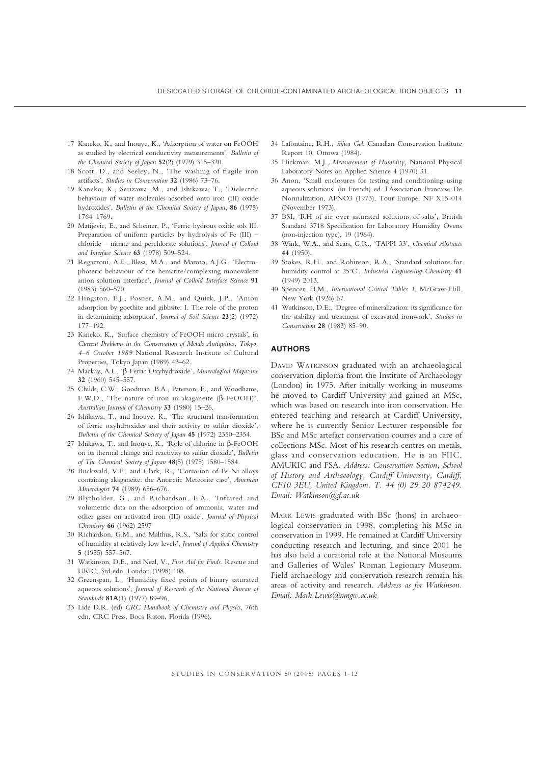17 Kaneko, K., and Inouye, K., 'Adsorption of water on FeOOH as studied by electrical conductivity measurements', *Bulletin of the Chemical Society of Japan* **52**(2) (1979) 315–320.

18 Scott, D., and Seeley, N., 'The washing of fragile iron artifacts', *Studies in Conservation* **32** (1986) 73–76.

19 Kaneko, K., Serizawa, M., and Ishikawa, T., 'Dielectric behaviour of water molecules adsorbed onto iron (III) oxide hydroxides', *Bulletin of the Chemical Society of Japan*, **86** (1975) 1764–1769.

20 Matijevic, E., and Scheiner, P., 'Ferric hydrous oxide sols III. Preparation of uniform particles by hydrolysis of Fe (III) – chloride – nitrate and perchlorate solutions', *Journal of Colloid and Interface Science* **63** (1978) 509–524.

21 Regazzoni, A.E., Blesa, M.A., and Maroto, A.J.G., 'Electrophoretic behaviour of the hematite/complexing monovalent anion solution interface', *Journal of Colloid Interface Science* **91** (1983) 560–570.

22 Hingston, F.J., Posner, A.M., and Quirk, J.P., 'Anion adsorption by goethite and gibbsite: I. The role of the proton in determining adsorption', *Journal of Soil Science* **23**(2) (1972) 177–192.

23 Kaneko, K., 'Surface chemistry of FeOOH micro crystals', in *Current Problems in the Conservation of Metals Antiquities, Tokyo, 4–6 October 1989* National Research Institute of Cultural Properties, Tokyo Japan (1989) 42–62.

24 Mackay, A.L., 'β-Ferric Oxyhydroxide', *Mineralogical Magazine* **32** (1960) 545–557.

25 Childs, C.W., Goodman, B.A., Paterson, E., and Woodhams, F.W.D., 'The nature of iron in akaganeite (β-FeOOH)', *Australian Journal of Chemistry* **33** (1980) 15–26.

26 Ishikawa, T., and Inouye, K., 'The structural transformation of ferric oxyhdroxides and their activity to sulfur dioxide', *Bulletin of the Chemical Society of Japan* **45** (1972) 2350–2354.

27 Ishikawa, T., and Inouye, K., 'Role of chlorine in β-FeOOH on its thermal change and reactivity to sulfur dioxide', *Bulletin of The Chemical Society of Japan* **48**(5) (1975) 1580–1584.

28 Buckwald, V.F., and Clark, R., 'Corrosion of Fe-Ni alloys containing akaganeite: the Antarctic Meteorite case', *American Mineralogist* **74** (1989) 656–676.

29 Blytholder, G., and Richardson, E.A., 'Infrared and volumetric data on the adsorption of ammonia, water and other gases on activated iron (III) oxide', *Journal of Physical Chemistry* **66** (1962) 2597

30 Richardson, G.M., and Malthus, R.S., 'Salts for static control of humidity at relatively low levels', *Journal of Applied Chemistry* **5** (1955) 557–567.

31 Watkinson, D.E., and Neal, V., *First Aid for Finds*. Rescue and UKIC, 3rd edn, London (1998) 108.

32 Greenspan, L., 'Humidity fixed points of binary saturated aqueous solutions', *Journal of Research of the National Bureau of Standards* **81A**(1) (1977) 89–96.

33 Lide D.R. (ed) *CRC Handbook of Chemistry and Physics*, 76th edn, CRC Press, Boca Raton, Florida (1996).

34 Lafontaine, R.H., *Silica Gel*, Canadian Conservation Institute Report 10, Ottowa (1984).

35 Hickman, M.J., *Measurement of Humidity*, National Physical Laboratory Notes on Applied Science 4 (1970) 31.

36 Anon, 'Small enclosures for testing and conditioning using aqueous solutions' (in French) ed. l'Association Francaise De Normalization, AFNO3 (1973), Tour Europe, NF X15-014 (November 1973).

37 BSI, 'RH of air over saturated solutions of salts', British Standard 3718 Specification for Laboratory Humidity Ovens (non-injection type), 19 (1964).

38 Wink, W.A., and Sears, G.R., 'TAPPI 33', *Chemical Abstracts* **44** (1950).

39 Stokes, R.H., and Robinson, R.A., 'Standard solutions for humidity control at 25°C', *Industrial Engineering Chemistry* **41** (1949) 2013.

40 Spencer, H.M., *International Critical Tables 1*, McGraw-Hill, New York (1926) 67.

41 Watkinson, D.E., 'Degree of mineralization: its significance for the stability and treatment of excavated ironwork', *Studies in Conservation* **28** (1983) 85–90.

## AUTHORS

DAVID WATKINSON graduated with an archaeological conservation diploma from the Institute of Archaeology (London) in 1975. After initially working in museums he moved to Cardiff University and gained an MSc, which was based on research into iron conservation. He entered teaching and research at Cardiff University, where he is currently Senior Lecturer responsible for BSc and MSc artefact conservation courses and a care of collections MSc. Most of his research centres on metals, glass and conservation education. He is an FIIC, AMUKIC and FSA. *Address: Conservation Section, School of History and Archaeology, Cardiff University, Cardiff, CF10 3EU, United Kingdom. T. 44 (0) 29 20 874249. Email: Watkinson@cf.ac.uk*

MARK LEWIS graduated with BSc (hons) in archaeological conservation in 1998, completing his MSc in conservation in 1999. He remained at Cardiff University conducting research and lecturing, and since 2001 he has also held a curatorial role at the National Museums and Galleries of Wales' Roman Legionary Museum. Field archaeology and conservation research remain his areas of activity and research. *Address as for Watkinson. Email: Mark.Lewis@nmgw.ac.uk*